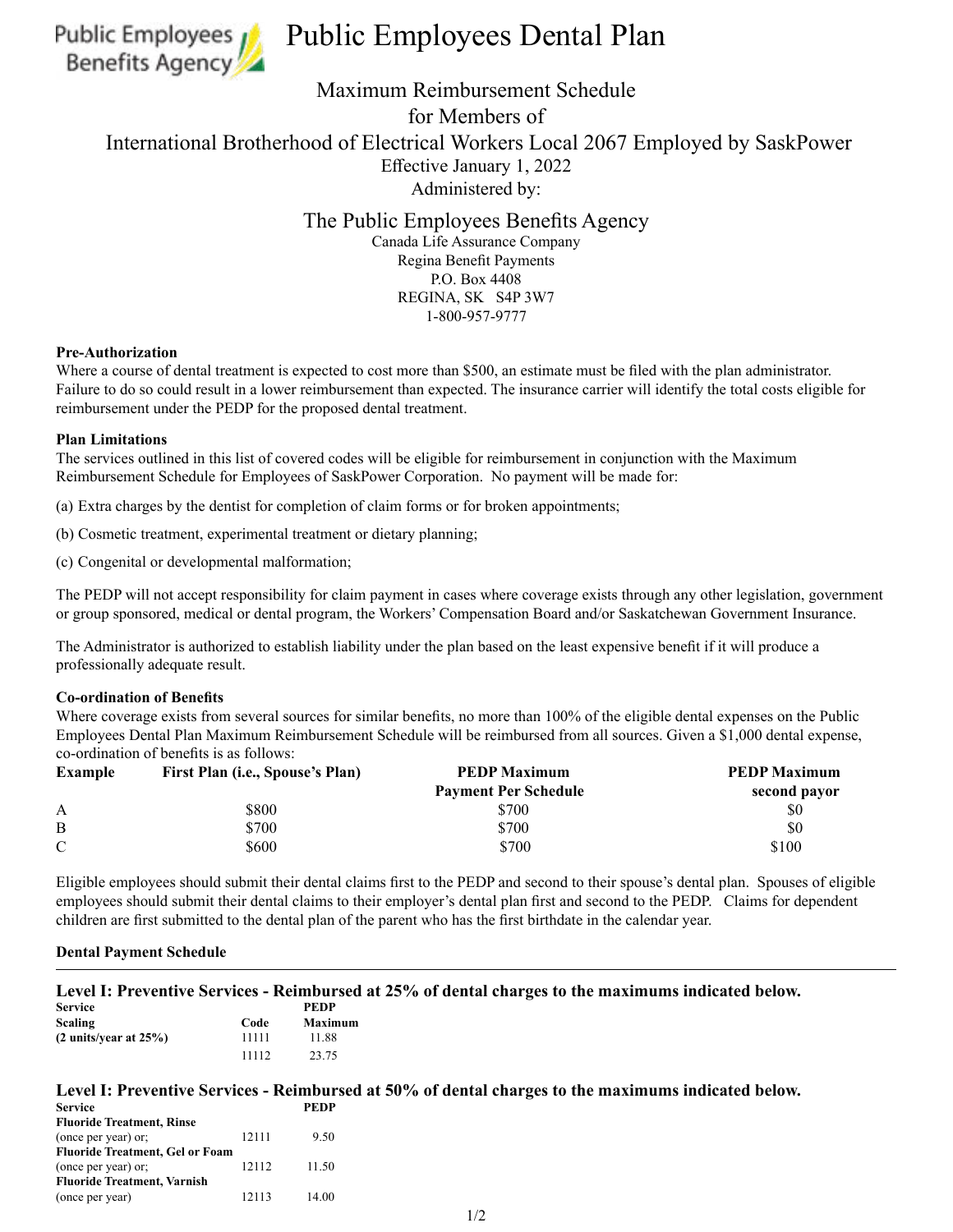# Public Employees Dental Plan

## Maximum Reimbursement Schedule
## for Members of
## International Brotherhood of Electrical Workers Local 2067 Employed by SaskPower

Effective January 1, 2022

Administered by:

## The Public Employees Benefits Agency

Canada Life Assurance Company
Regina Benefit Payments
P.O. Box 4408
REGINA, SK S4P 3W7
1-800-957-9777

**Pre-Authorization**

Where a course of dental treatment is expected to cost more than $500, an estimate must be filed with the plan administrator. Failure to do so could result in a lower reimbursement than expected. The insurance carrier will identify the total costs eligible for reimbursement under the PEDP for the proposed dental treatment.

**Plan Limitations**

The services outlined in this list of covered codes will be eligible for reimbursement in conjunction with the Maximum Reimbursement Schedule for Employees of SaskPower Corporation. No payment will be made for:

(a) Extra charges by the dentist for completion of claim forms or for broken appointments;

(b) Cosmetic treatment, experimental treatment or dietary planning;

(c) Congenital or developmental malformation;

The PEDP will not accept responsibility for claim payment in cases where coverage exists through any other legislation, government or group sponsored, medical or dental program, the Workers' Compensation Board and/or Saskatchewan Government Insurance.

The Administrator is authorized to establish liability under the plan based on the least expensive benefit if it will produce a professionally adequate result.

**Co-ordination of Benefits**

Where coverage exists from several sources for similar benefits, no more than 100% of the eligible dental expenses on the Public Employees Dental Plan Maximum Reimbursement Schedule will be reimbursed from all sources. Given a $1,000 dental expense, co-ordination of benefits is as follows:

| Example | First Plan (i.e., Spouse's Plan) | PEDP Maximum Payment Per Schedule | PEDP Maximum second payor |
|---|---|---|---|
| A | $800 | $700 | $0 |
| B | $700 | $700 | $0 |
| C | $600 | $700 | $100 |

Eligible employees should submit their dental claims first to the PEDP and second to their spouse's dental plan. Spouses of eligible employees should submit their dental claims to their employer's dental plan first and second to the PEDP. Claims for dependent children are first submitted to the dental plan of the parent who has the first birthdate in the calendar year.

**Dental Payment Schedule**

---

### Level I: Preventive Services - Reimbursed at 25% of dental charges to the maximums indicated below.

| Service | Code | PEDP Maximum |
|---|---|---|
| **Scaling (2 units/year at 25%)** | 11111 | 11.88 |
| | 11112 | 23.75 |

### Level I: Preventive Services - Reimbursed at 50% of dental charges to the maximums indicated below.

| Service | | PEDP |
|---|---|---|
| **Fluoride Treatment, Rinse** (once per year) or; | 12111 | 9.50 |
| **Fluoride Treatment, Gel or Foam** (once per year) or; | 12112 | 11.50 |
| **Fluoride Treatment, Varnish** (once per year) | 12113 | 14.00 |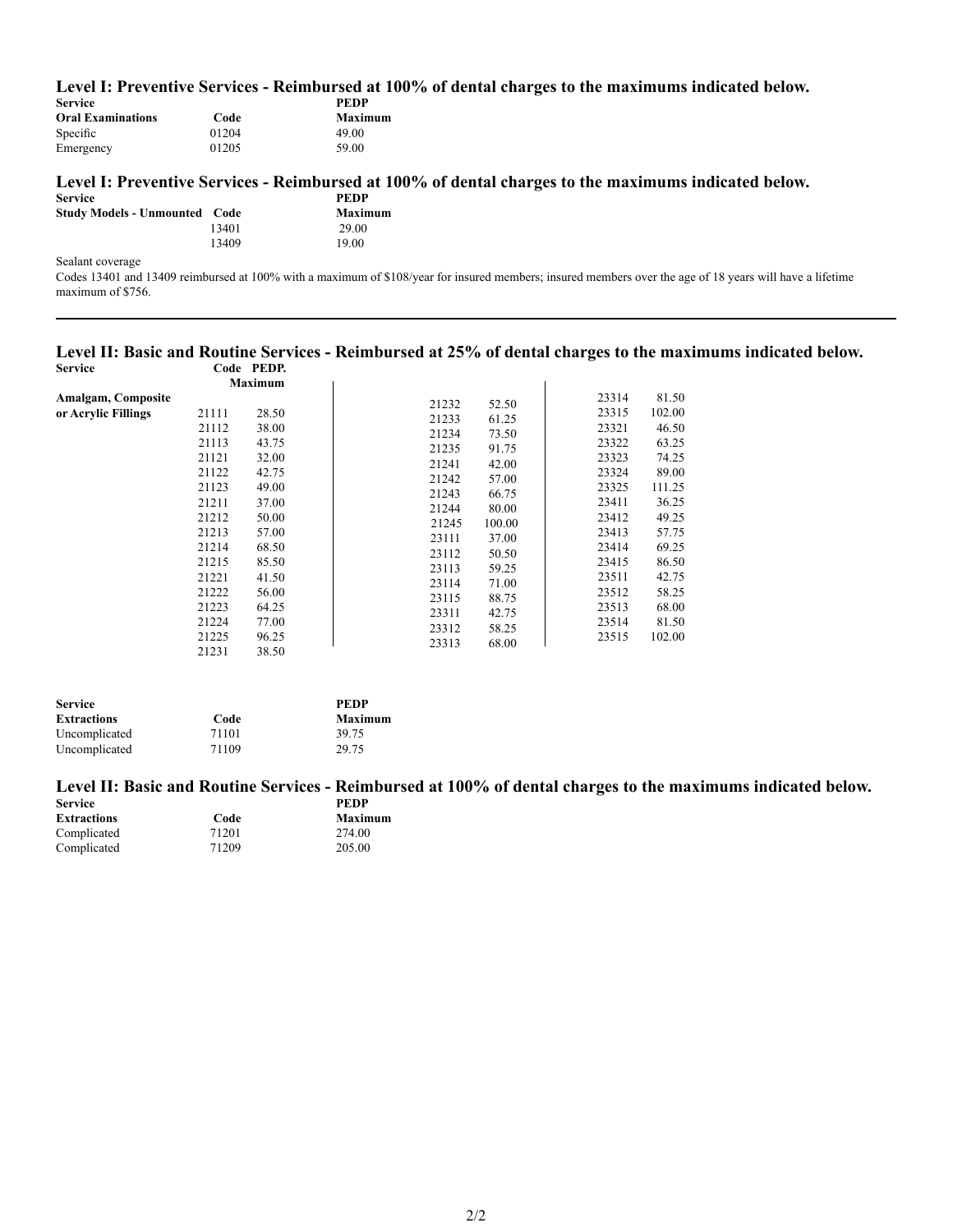### Level I: Preventive Services - Reimbursed at 100% of dental charges to the maximums indicated below.

| Service<br>Oral Examinations | Code | PEDP<br>Maximum |
|---|---|---|
| Specific | 01204 | 49.00 |
| Emergency | 01205 | 59.00 |

### Level I: Preventive Services - Reimbursed at 100% of dental charges to the maximums indicated below.

| Service<br>Study Models - Unmounted | Code | PEDP<br>Maximum |
|---|---|---|
| | 13401 | 29.00 |
| | 13409 | 19.00 |

Sealant coverage

Codes 13401 and 13409 reimbursed at 100% with a maximum of $108/year for insured members; insured members over the age of 18 years will have a lifetime maximum of $756.

---

### Level II: Basic and Routine Services - Reimbursed at 25% of dental charges to the maximums indicated below.

| Service | Code | PEDP. Maximum | Code | PEDP. Maximum | Code | PEDP. Maximum |
|---|---|---|---|---|---|---|
| Amalgam, Composite or Acrylic Fillings | 21111 | 28.50 | 21232 | 52.50 | 23314 | 81.50 |
| | 21112 | 38.00 | 21233 | 61.25 | 23315 | 102.00 |
| | 21113 | 43.75 | 21234 | 73.50 | 23321 | 46.50 |
| | 21121 | 32.00 | 21235 | 91.75 | 23322 | 63.25 |
| | 21122 | 42.75 | 21241 | 42.00 | 23323 | 74.25 |
| | 21123 | 49.00 | 21242 | 57.00 | 23324 | 89.00 |
| | 21211 | 37.00 | 21243 | 66.75 | 23325 | 111.25 |
| | 21212 | 50.00 | 21244 | 80.00 | 23411 | 36.25 |
| | 21213 | 57.00 | 21245 | 100.00 | 23412 | 49.25 |
| | 21214 | 68.50 | 23111 | 37.00 | 23413 | 57.75 |
| | 21215 | 85.50 | 23112 | 50.50 | 23414 | 69.25 |
| | 21221 | 41.50 | 23113 | 59.25 | 23415 | 86.50 |
| | 21222 | 56.00 | 23114 | 71.00 | 23511 | 42.75 |
| | 21223 | 64.25 | 23115 | 88.75 | 23512 | 58.25 |
| | 21224 | 77.00 | 23311 | 42.75 | 23513 | 68.00 |
| | 21225 | 96.25 | 23312 | 58.25 | 23514 | 81.50 |
| | 21231 | 38.50 | 23313 | 68.00 | 23515 | 102.00 |

| Service<br>Extractions | Code | PEDP<br>Maximum |
|---|---|---|
| Uncomplicated | 71101 | 39.75 |
| Uncomplicated | 71109 | 29.75 |

### Level II: Basic and Routine Services - Reimbursed at 100% of dental charges to the maximums indicated below.

| Service<br>Extractions | Code | PEDP<br>Maximum |
|---|---|---|
| Complicated | 71201 | 274.00 |
| Complicated | 71209 | 205.00 |